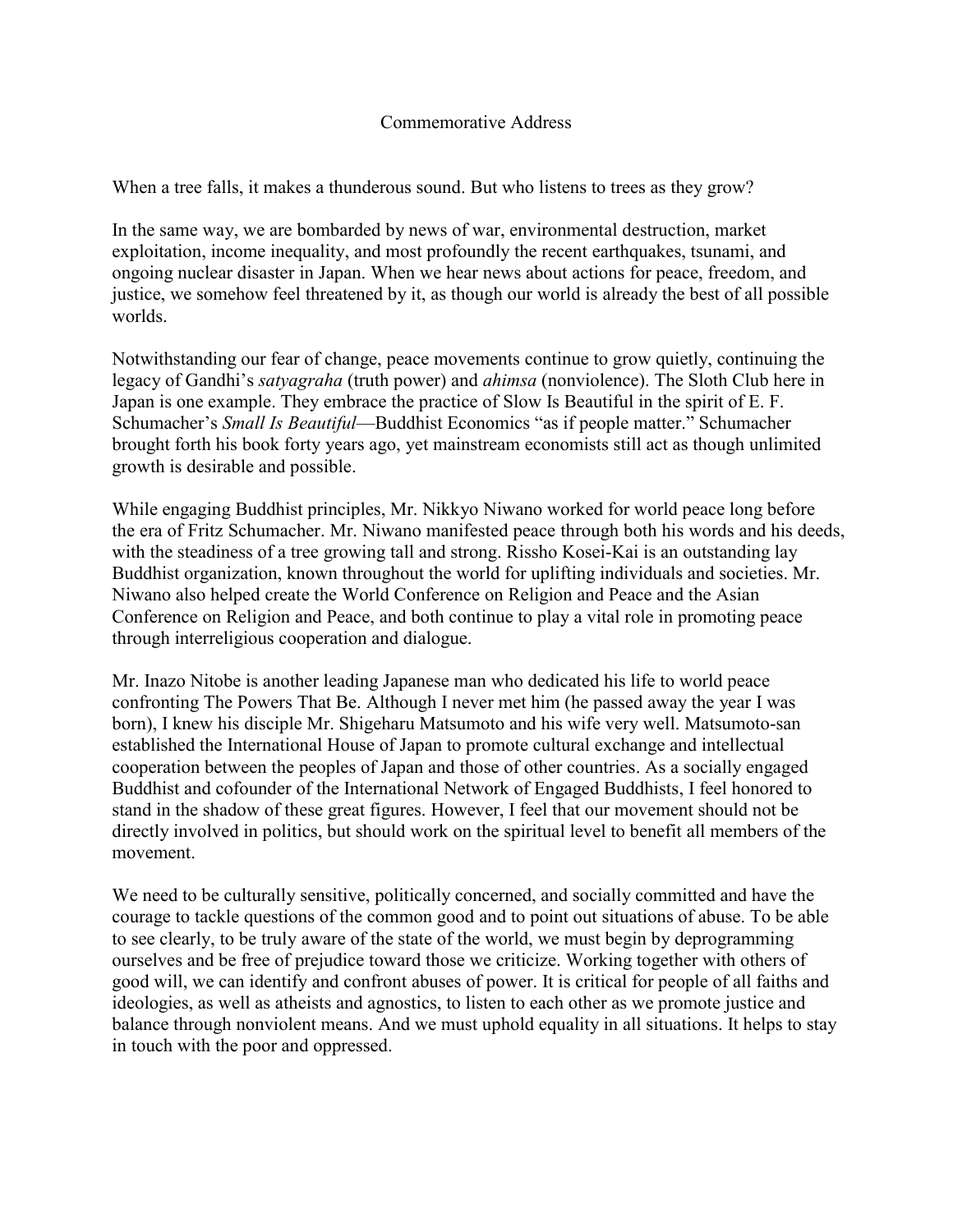# Commemorative Address

When a tree falls, it makes a thunderous sound. But who listens to trees as they grow?

In the same way, we are bombarded by news of war, environmental destruction, market exploitation, income inequality, and most profoundly the recent earthquakes, tsunami, and ongoing nuclear disaster in Japan. When we hear news about actions for peace, freedom, and justice, we somehow feel threatened by it, as though our world is already the best of all possible worlds.

Notwithstanding our fear of change, peace movements continue to grow quietly, continuing the legacy of Gandhi's *satyagraha* (truth power) and *ahimsa* (nonviolence). The Sloth Club here in Japan is one example. They embrace the practice of Slow Is Beautiful in the spirit of E. F. Schumacher's *Small Is Beautiful*—Buddhist Economics "as if people matter." Schumacher brought forth his book forty years ago, yet mainstream economists still act as though unlimited growth is desirable and possible.

While engaging Buddhist principles, Mr. Nikkyo Niwano worked for world peace long before the era of Fritz Schumacher. Mr. Niwano manifested peace through both his words and his deeds, with the steadiness of a tree growing tall and strong. Rissho Kosei-Kai is an outstanding lay Buddhist organization, known throughout the world for uplifting individuals and societies. Mr. Niwano also helped create the World Conference on Religion and Peace and the Asian Conference on Religion and Peace, and both continue to play a vital role in promoting peace through interreligious cooperation and dialogue.

Mr. Inazo Nitobe is another leading Japanese man who dedicated his life to world peace confronting The Powers That Be. Although I never met him (he passed away the year I was born), I knew his disciple Mr. Shigeharu Matsumoto and his wife very well. Matsumoto-san established the International House of Japan to promote cultural exchange and intellectual cooperation between the peoples of Japan and those of other countries. As a socially engaged Buddhist and cofounder of the International Network of Engaged Buddhists, I feel honored to stand in the shadow of these great figures. However, I feel that our movement should not be directly involved in politics, but should work on the spiritual level to benefit all members of the movement.

We need to be culturally sensitive, politically concerned, and socially committed and have the courage to tackle questions of the common good and to point out situations of abuse. To be able to see clearly, to be truly aware of the state of the world, we must begin by deprogramming ourselves and be free of prejudice toward those we criticize. Working together with others of good will, we can identify and confront abuses of power. It is critical for people of all faiths and ideologies, as well as atheists and agnostics, to listen to each other as we promote justice and balance through nonviolent means. And we must uphold equality in all situations. It helps to stay in touch with the poor and oppressed.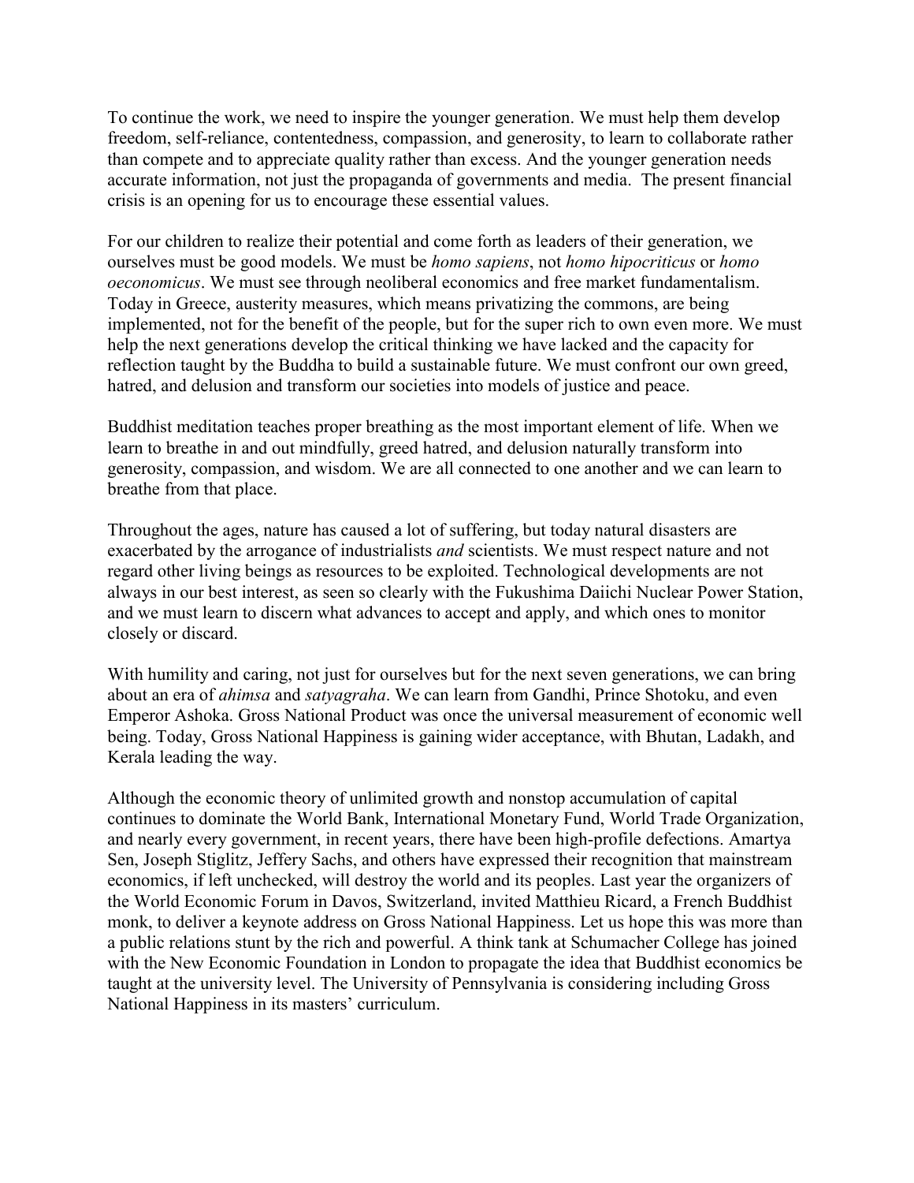To continue the work, we need to inspire the younger generation. We must help them develop freedom, self-reliance, contentedness, compassion, and generosity, to learn to collaborate rather than compete and to appreciate quality rather than excess. And the younger generation needs accurate information, not just the propaganda of governments and media. The present financial crisis is an opening for us to encourage these essential values.

For our children to realize their potential and come forth as leaders of their generation, we ourselves must be good models. We must be *homo sapiens*, not *homo hipocriticus* or *homo oeconomicus*. We must see through neoliberal economics and free market fundamentalism. Today in Greece, austerity measures, which means privatizing the commons, are being implemented, not for the benefit of the people, but for the super rich to own even more. We must help the next generations develop the critical thinking we have lacked and the capacity for reflection taught by the Buddha to build a sustainable future. We must confront our own greed, hatred, and delusion and transform our societies into models of justice and peace.

Buddhist meditation teaches proper breathing as the most important element of life. When we learn to breathe in and out mindfully, greed hatred, and delusion naturally transform into generosity, compassion, and wisdom. We are all connected to one another and we can learn to breathe from that place.

Throughout the ages, nature has caused a lot of suffering, but today natural disasters are exacerbated by the arrogance of industrialists *and* scientists. We must respect nature and not regard other living beings as resources to be exploited. Technological developments are not always in our best interest, as seen so clearly with the Fukushima Daiichi Nuclear Power Station, and we must learn to discern what advances to accept and apply, and which ones to monitor closely or discard.

With humility and caring, not just for ourselves but for the next seven generations, we can bring about an era of *ahimsa* and *satyagraha*. We can learn from Gandhi, Prince Shotoku, and even Emperor Ashoka. Gross National Product was once the universal measurement of economic well being. Today, Gross National Happiness is gaining wider acceptance, with Bhutan, Ladakh, and Kerala leading the way.

Although the economic theory of unlimited growth and nonstop accumulation of capital continues to dominate the World Bank, International Monetary Fund, World Trade Organization, and nearly every government, in recent years, there have been high-profile defections. Amartya Sen, Joseph Stiglitz, Jeffery Sachs, and others have expressed their recognition that mainstream economics, if left unchecked, will destroy the world and its peoples. Last year the organizers of the World Economic Forum in Davos, Switzerland, invited Matthieu Ricard, a French Buddhist monk, to deliver a keynote address on Gross National Happiness. Let us hope this was more than a public relations stunt by the rich and powerful. A think tank at Schumacher College has joined with the New Economic Foundation in London to propagate the idea that Buddhist economics be taught at the university level. The University of Pennsylvania is considering including Gross National Happiness in its masters' curriculum.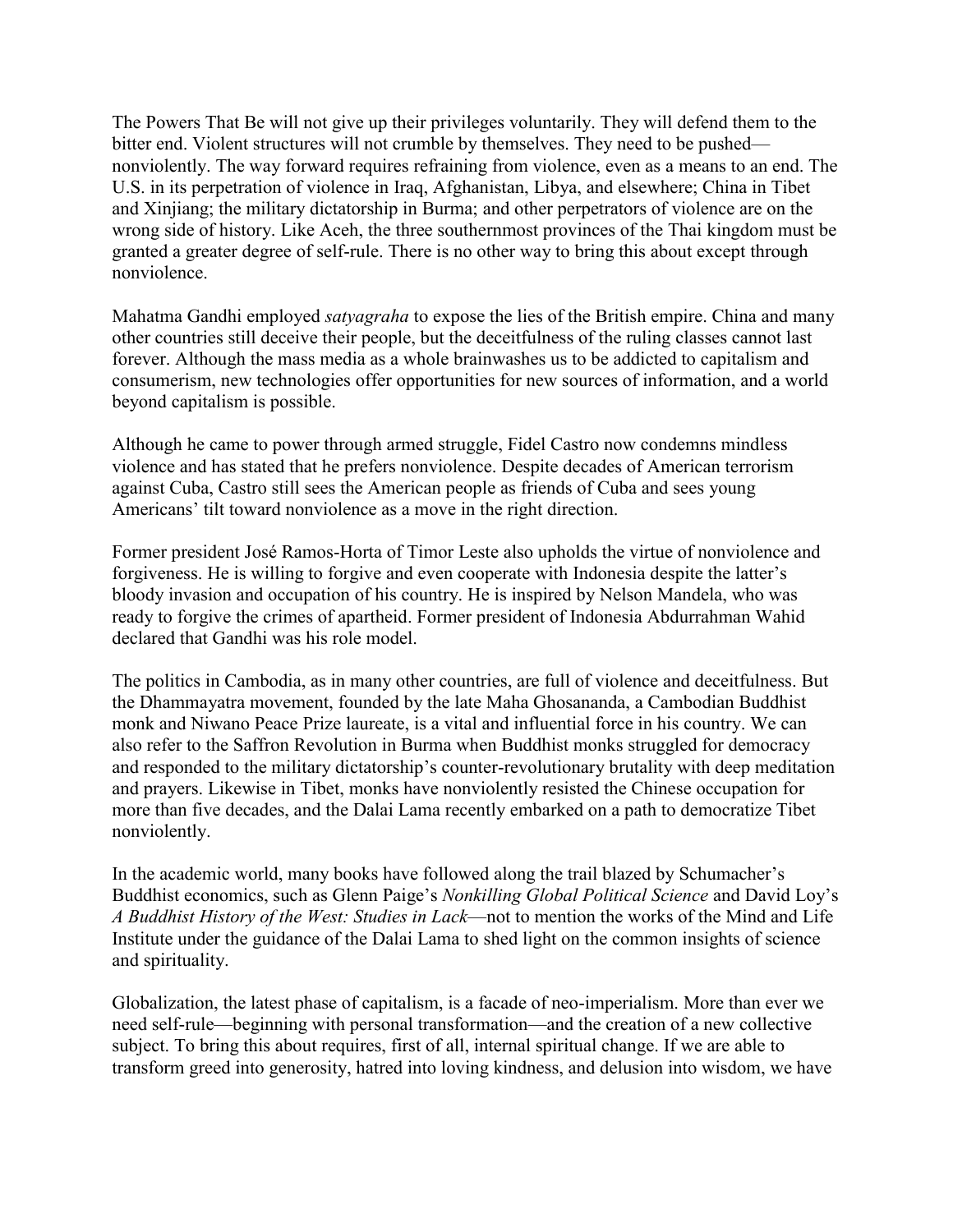The Powers That Be will not give up their privileges voluntarily. They will defend them to the bitter end. Violent structures will not crumble by themselves. They need to be pushed—nonviolently. The way forward requires refraining from violence, even as a means to an end. The U.S. in its perpetration of violence in Iraq, Afghanistan, Libya, and elsewhere; China in Tibet and Xinjiang; the military dictatorship in Burma; and other perpetrators of violence are on the wrong side of history. Like Aceh, the three southernmost provinces of the Thai kingdom must be granted a greater degree of self-rule. There is no other way to bring this about except through nonviolence.

Mahatma Gandhi employed *satyagraha* to expose the lies of the British empire. China and many other countries still deceive their people, but the deceitfulness of the ruling classes cannot last forever. Although the mass media as a whole brainwashes us to be addicted to capitalism and consumerism, new technologies offer opportunities for new sources of information, and a world beyond capitalism is possible.

Although he came to power through armed struggle, Fidel Castro now condemns mindless violence and has stated that he prefers nonviolence. Despite decades of American terrorism against Cuba, Castro still sees the American people as friends of Cuba and sees young Americans' tilt toward nonviolence as a move in the right direction.

Former president José Ramos-Horta of Timor Leste also upholds the virtue of nonviolence and forgiveness. He is willing to forgive and even cooperate with Indonesia despite the latter's bloody invasion and occupation of his country. He is inspired by Nelson Mandela, who was ready to forgive the crimes of apartheid. Former president of Indonesia Abdurrahman Wahid declared that Gandhi was his role model.

The politics in Cambodia, as in many other countries, are full of violence and deceitfulness. But the Dhammayatra movement, founded by the late Maha Ghosananda, a Cambodian Buddhist monk and Niwano Peace Prize laureate, is a vital and influential force in his country. We can also refer to the Saffron Revolution in Burma when Buddhist monks struggled for democracy and responded to the military dictatorship's counter-revolutionary brutality with deep meditation and prayers. Likewise in Tibet, monks have nonviolently resisted the Chinese occupation for more than five decades, and the Dalai Lama recently embarked on a path to democratize Tibet nonviolently.

In the academic world, many books have followed along the trail blazed by Schumacher's Buddhist economics, such as Glenn Paige's *Nonkilling Global Political Science* and David Loy's *A Buddhist History of the West: Studies in Lack*—not to mention the works of the Mind and Life Institute under the guidance of the Dalai Lama to shed light on the common insights of science and spirituality.

Globalization, the latest phase of capitalism, is a facade of neo-imperialism. More than ever we need self-rule—beginning with personal transformation—and the creation of a new collective subject. To bring this about requires, first of all, internal spiritual change. If we are able to transform greed into generosity, hatred into loving kindness, and delusion into wisdom, we have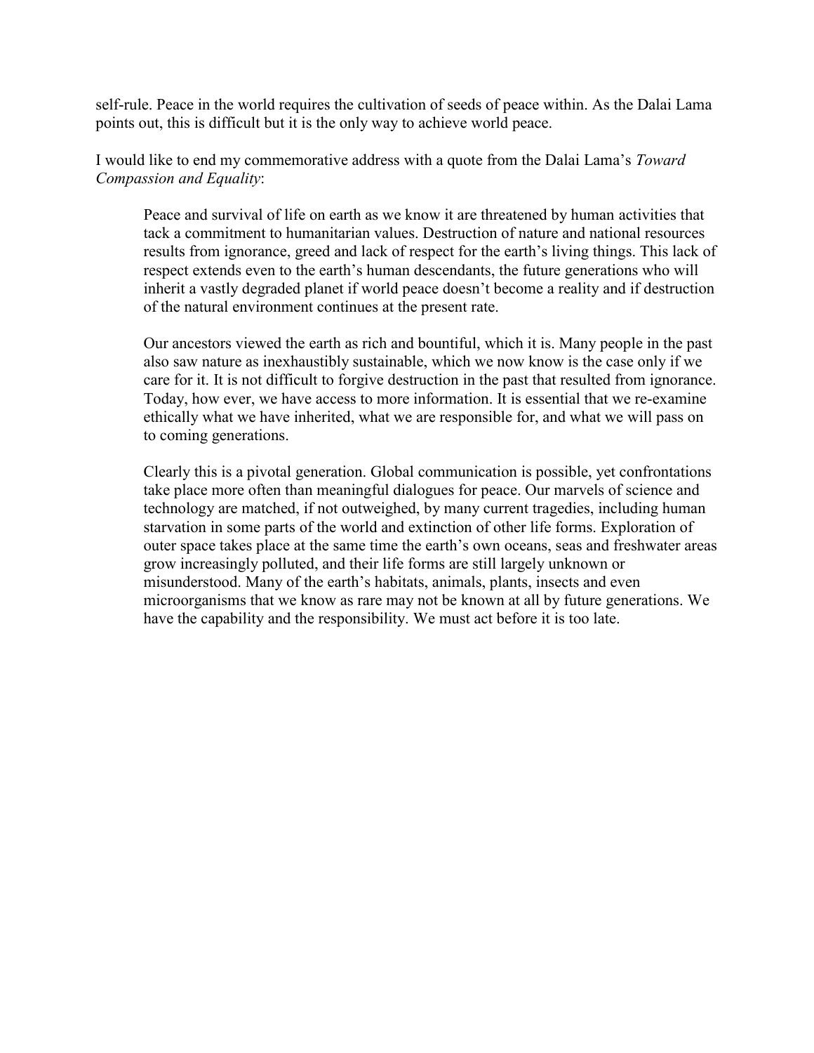self-rule. Peace in the world requires the cultivation of seeds of peace within. As the Dalai Lama points out, this is difficult but it is the only way to achieve world peace.

I would like to end my commemorative address with a quote from the Dalai Lama's *Toward Compassion and Equality*:

> Peace and survival of life on earth as we know it are threatened by human activities that tack a commitment to humanitarian values. Destruction of nature and national resources results from ignorance, greed and lack of respect for the earth's living things. This lack of respect extends even to the earth's human descendants, the future generations who will inherit a vastly degraded planet if world peace doesn't become a reality and if destruction of the natural environment continues at the present rate.
>
> Our ancestors viewed the earth as rich and bountiful, which it is. Many people in the past also saw nature as inexhaustibly sustainable, which we now know is the case only if we care for it. It is not difficult to forgive destruction in the past that resulted from ignorance. Today, how ever, we have access to more information. It is essential that we re-examine ethically what we have inherited, what we are responsible for, and what we will pass on to coming generations.
>
> Clearly this is a pivotal generation. Global communication is possible, yet confrontations take place more often than meaningful dialogues for peace. Our marvels of science and technology are matched, if not outweighed, by many current tragedies, including human starvation in some parts of the world and extinction of other life forms. Exploration of outer space takes place at the same time the earth's own oceans, seas and freshwater areas grow increasingly polluted, and their life forms are still largely unknown or misunderstood. Many of the earth's habitats, animals, plants, insects and even microorganisms that we know as rare may not be known at all by future generations. We have the capability and the responsibility. We must act before it is too late.